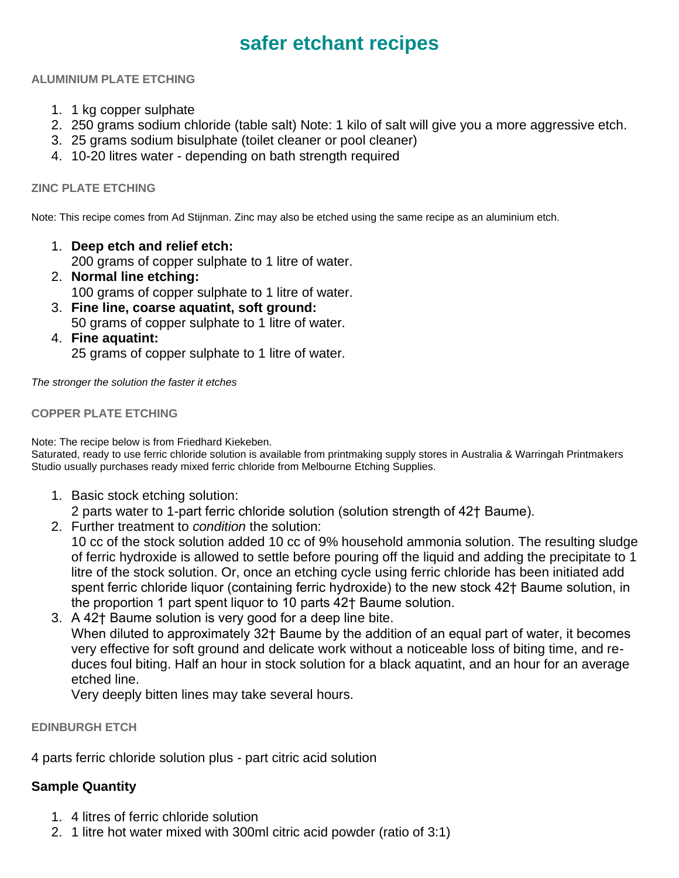# safer etchant recipes

### ALUMINIUM PLATE ETCHING

1. 1 kg copper sulphate
2. 250 grams sodium chloride (table salt) Note: 1 kilo of salt will give you a more aggressive etch.
3. 25 grams sodium bisulphate (toilet cleaner or pool cleaner)
4. 10-20 litres water - depending on bath strength required

### ZINC PLATE ETCHING

Note: This recipe comes from Ad Stijnman. Zinc may also be etched using the same recipe as an aluminium etch.

1. **Deep etch and relief etch:**
   200 grams of copper sulphate to 1 litre of water.
2. **Normal line etching:**
   100 grams of copper sulphate to 1 litre of water.
3. **Fine line, coarse aquatint, soft ground:**
   50 grams of copper sulphate to 1 litre of water.
4. **Fine aquatint:**
   25 grams of copper sulphate to 1 litre of water.

*The stronger the solution the faster it etches*

### COPPER PLATE ETCHING

Note: The recipe below is from Friedhard Kiekeben.
Saturated, ready to use ferric chloride solution is available from printmaking supply stores in Australia & Warringah Printmakers Studio usually purchases ready mixed ferric chloride from Melbourne Etching Supplies.

1. Basic stock etching solution:
   2 parts water to 1-part ferric chloride solution (solution strength of 42† Baume).
2. Further treatment to *condition* the solution:
   10 cc of the stock solution added 10 cc of 9% household ammonia solution. The resulting sludge of ferric hydroxide is allowed to settle before pouring off the liquid and adding the precipitate to 1 litre of the stock solution. Or, once an etching cycle using ferric chloride has been initiated add spent ferric chloride liquor (containing ferric hydroxide) to the new stock 42† Baume solution, in the proportion 1 part spent liquor to 10 parts 42† Baume solution.
3. A 42† Baume solution is very good for a deep line bite.
   When diluted to approximately 32† Baume by the addition of an equal part of water, it becomes very effective for soft ground and delicate work without a noticeable loss of biting time, and reduces foul biting. Half an hour in stock solution for a black aquatint, and an hour for an average etched line.
   Very deeply bitten lines may take several hours.

### EDINBURGH ETCH

4 parts ferric chloride solution plus - part citric acid solution

**Sample Quantity**

1. 4 litres of ferric chloride solution
2. 1 litre hot water mixed with 300ml citric acid powder (ratio of 3:1)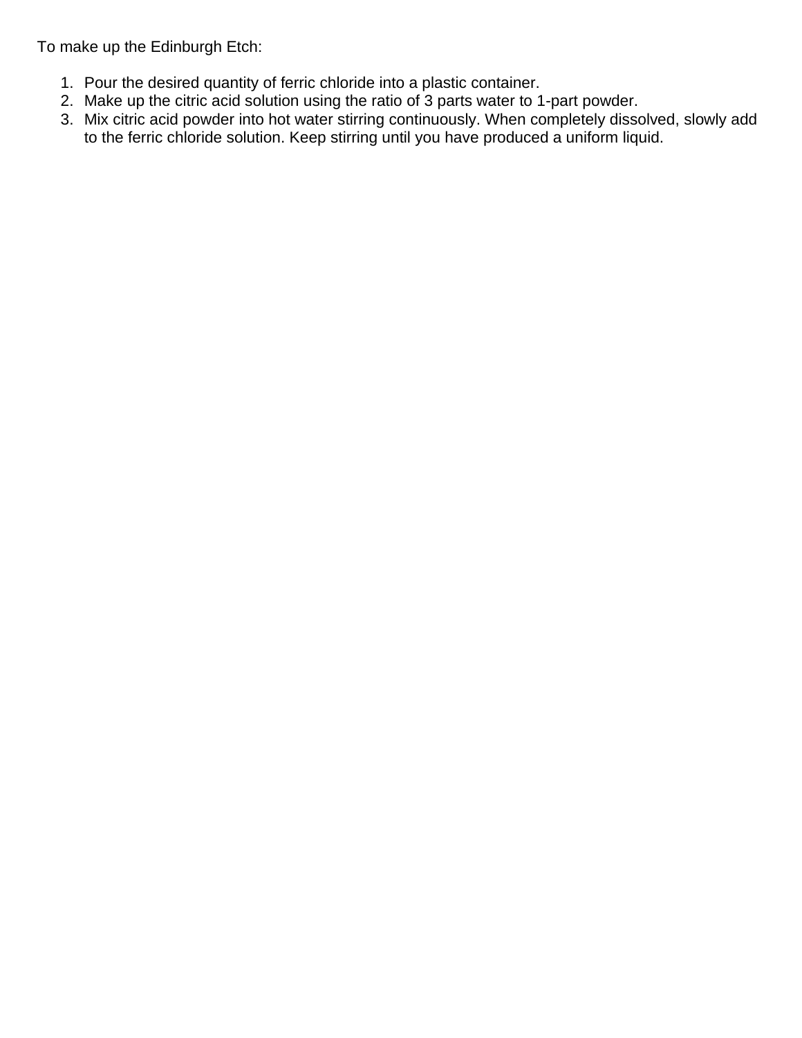To make up the Edinburgh Etch:

1. Pour the desired quantity of ferric chloride into a plastic container.
2. Make up the citric acid solution using the ratio of 3 parts water to 1-part powder.
3. Mix citric acid powder into hot water stirring continuously. When completely dissolved, slowly add to the ferric chloride solution. Keep stirring until you have produced a uniform liquid.